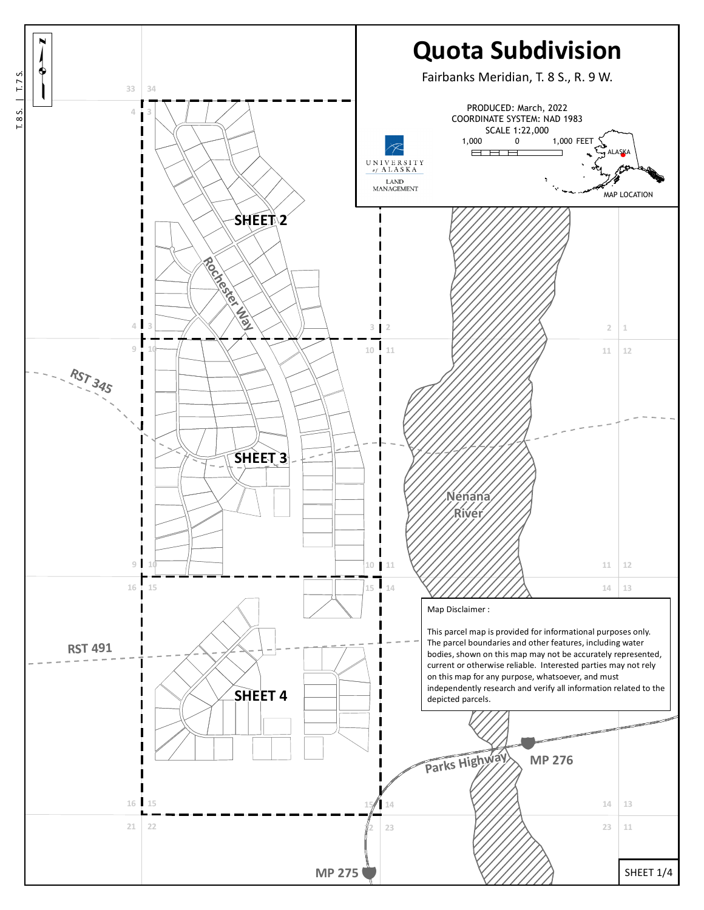# Quota Subdivision

Fairbanks Meridian, T. 8 S., R. 9 W.

PRODUCED: March, 2022
COORDINATE SYSTEM: NAD 1983
SCALE 1:22,000
1,000 0 1,000 FEET

UNIVERSITY of ALASKA
LAND MANAGEMENT

ALASKA
MAP LOCATION

T. 8 S. | T. 7 S.

SHEET 2

SHEET 3

SHEET 4

Rochester Way

RST 345

RST 491

Nenana River

Parks Highway

MP 276

MP 275

33 34
4 3
4 3
3 2
2 1
9 10
10 11
11 12
9 10
10 11
11 12
16 15
15 14
14 13
16 15
15 14
14 13
21 22
22 23
23 11

Map Disclaimer :

This parcel map is provided for informational purposes only. The parcel boundaries and other features, including water bodies, shown on this map may not be accurately represented, current or otherwise reliable. Interested parties may not rely on this map for any purpose, whatsoever, and must independently research and verify all information related to the depicted parcels.

SHEET 1/4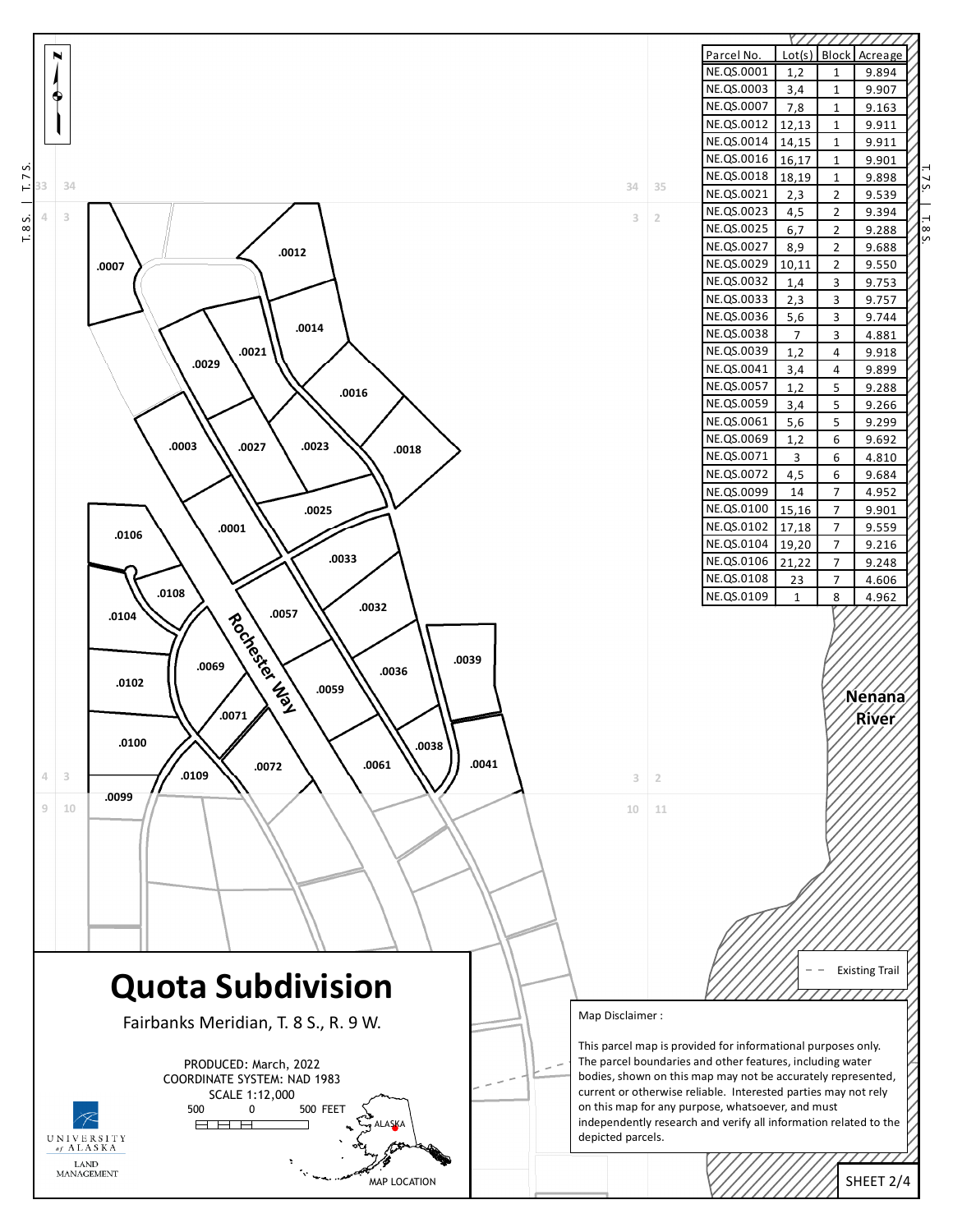| Parcel No. | Lot(s) | Block | Acreage |
|---|---|---|---|
| NE.QS.0001 | 1,2 | 1 | 9.894 |
| NE.QS.0003 | 3,4 | 1 | 9.907 |
| NE.QS.0007 | 7,8 | 1 | 9.163 |
| NE.QS.0012 | 12,13 | 1 | 9.911 |
| NE.QS.0014 | 14,15 | 1 | 9.911 |
| NE.QS.0016 | 16,17 | 1 | 9.901 |
| NE.QS.0018 | 18,19 | 1 | 9.898 |
| NE.QS.0021 | 2,3 | 2 | 9.539 |
| NE.QS.0023 | 4,5 | 2 | 9.394 |
| NE.QS.0025 | 6,7 | 2 | 9.288 |
| NE.QS.0027 | 8,9 | 2 | 9.688 |
| NE.QS.0029 | 10,11 | 2 | 9.550 |
| NE.QS.0032 | 1,4 | 3 | 9.753 |
| NE.QS.0033 | 2,3 | 3 | 9.757 |
| NE.QS.0036 | 5,6 | 3 | 9.744 |
| NE.QS.0038 | 7 | 3 | 4.881 |
| NE.QS.0039 | 1,2 | 4 | 9.918 |
| NE.QS.0041 | 3,4 | 4 | 9.899 |
| NE.QS.0057 | 1,2 | 5 | 9.288 |
| NE.QS.0059 | 3,4 | 5 | 9.266 |
| NE.QS.0061 | 5,6 | 5 | 9.299 |
| NE.QS.0069 | 1,2 | 6 | 9.692 |
| NE.QS.0071 | 3 | 6 | 4.810 |
| NE.QS.0072 | 4,5 | 6 | 9.684 |
| NE.QS.0099 | 14 | 7 | 4.952 |
| NE.QS.0100 | 15,16 | 7 | 9.901 |
| NE.QS.0102 | 17,18 | 7 | 9.559 |
| NE.QS.0104 | 19,20 | 7 | 9.216 |
| NE.QS.0106 | 21,22 | 7 | 9.248 |
| NE.QS.0108 | 23 | 7 | 4.606 |
| NE.QS.0109 | 1 | 8 | 4.962 |

T. 7 S.
T. 8 S.

33 34 34 35
4 3 3 2
4 3 3 2
9 10 10 11

.0007 .0012 .0014 .0021 .0029 .0016 .0003 .0027 .0023 .0018 .0025 .0001 .0106 .0033 .0108 .0032 .0104 .0057 .0039 .0069 .0036 .0102 .0059 .0071 .0038 .0100 .0041 .0072 .0061 .0109 .0099

Rochester Way

Nenana River

Existing Trail

# Quota Subdivision

Fairbanks Meridian, T. 8 S., R. 9 W.

PRODUCED: March, 2022
COORDINATE SYSTEM: NAD 1983
SCALE 1:12,000
500 0 500 FEET

ALASKA
MAP LOCATION

UNIVERSITY of ALASKA
LAND MANAGEMENT

Map Disclaimer :

This parcel map is provided for informational purposes only. The parcel boundaries and other features, including water bodies, shown on this map may not be accurately represented, current or otherwise reliable. Interested parties may not rely on this map for any purpose, whatsoever, and must independently research and verify all information related to the depicted parcels.

SHEET 2/4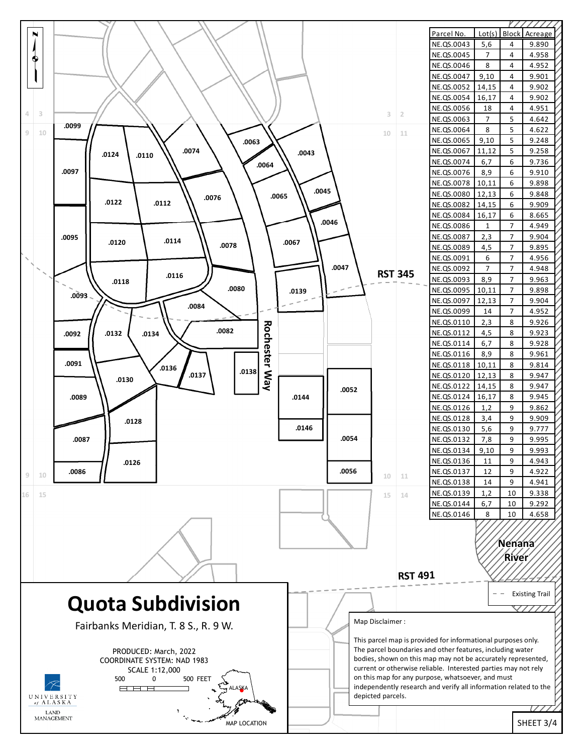| Parcel No. | Lot(s) | Block | Acreage |
|---|---|---|---|
| NE.QS.0043 | 5,6 | 4 | 9.890 |
| NE.QS.0045 | 7 | 4 | 4.958 |
| NE.QS.0046 | 8 | 4 | 4.952 |
| NE.QS.0047 | 9,10 | 4 | 9.901 |
| NE.QS.0052 | 14,15 | 4 | 9.902 |
| NE.QS.0054 | 16,17 | 4 | 9.902 |
| NE.QS.0056 | 18 | 4 | 4.951 |
| NE.QS.0063 | 7 | 5 | 4.642 |
| NE.QS.0064 | 8 | 5 | 4.622 |
| NE.QS.0065 | 9,10 | 5 | 9.248 |
| NE.QS.0067 | 11,12 | 5 | 9.258 |
| NE.QS.0074 | 6,7 | 6 | 9.736 |
| NE.QS.0076 | 8,9 | 6 | 9.910 |
| NE.QS.0078 | 10,11 | 6 | 9.898 |
| NE.QS.0080 | 12,13 | 6 | 9.848 |
| NE.QS.0082 | 14,15 | 6 | 9.909 |
| NE.QS.0084 | 16,17 | 6 | 8.665 |
| NE.QS.0086 | 1 | 7 | 4.949 |
| NE.QS.0087 | 2,3 | 7 | 9.904 |
| NE.QS.0089 | 4,5 | 7 | 9.895 |
| NE.QS.0091 | 6 | 7 | 4.956 |
| NE.QS.0092 | 7 | 7 | 4.948 |
| NE.QS.0093 | 8,9 | 7 | 9.963 |
| NE.QS.0095 | 10,11 | 7 | 9.898 |
| NE.QS.0097 | 12,13 | 7 | 9.904 |
| NE.QS.0099 | 14 | 7 | 4.952 |
| NE.QS.0110 | 2,3 | 8 | 9.926 |
| NE.QS.0112 | 4,5 | 8 | 9.923 |
| NE.QS.0114 | 6,7 | 8 | 9.928 |
| NE.QS.0116 | 8,9 | 8 | 9.961 |
| NE.QS.0118 | 10,11 | 8 | 9.814 |
| NE.QS.0120 | 12,13 | 8 | 9.947 |
| NE.QS.0122 | 14,15 | 8 | 9.947 |
| NE.QS.0124 | 16,17 | 8 | 9.945 |
| NE.QS.0126 | 1,2 | 9 | 9.862 |
| NE.QS.0128 | 3,4 | 9 | 9.909 |
| NE.QS.0130 | 5,6 | 9 | 9.777 |
| NE.QS.0132 | 7,8 | 9 | 9.995 |
| NE.QS.0134 | 9,10 | 9 | 9.993 |
| NE.QS.0136 | 11 | 9 | 4.943 |
| NE.QS.0137 | 12 | 9 | 4.922 |
| NE.QS.0138 | 14 | 9 | 4.941 |
| NE.QS.0139 | 1,2 | 10 | 9.338 |
| NE.QS.0144 | 6,7 | 10 | 9.292 |
| NE.QS.0146 | 8 | 10 | 4.658 |

RST 345

Rochester Way

RST 491

Nenana River

-- Existing Trail

# Quota Subdivision

Fairbanks Meridian, T. 8 S., R. 9 W.

PRODUCED: March, 2022
COORDINATE SYSTEM: NAD 1983
SCALE 1:12,000
500 0 500 FEET

MAP LOCATION

UNIVERSITY of ALASKA LAND MANAGEMENT

Map Disclaimer :

This parcel map is provided for informational purposes only. The parcel boundaries and other features, including water bodies, shown on this map may not be accurately represented, current or otherwise reliable. Interested parties may not rely on this map for any purpose, whatsoever, and must independently research and verify all information related to the depicted parcels.

SHEET 3/4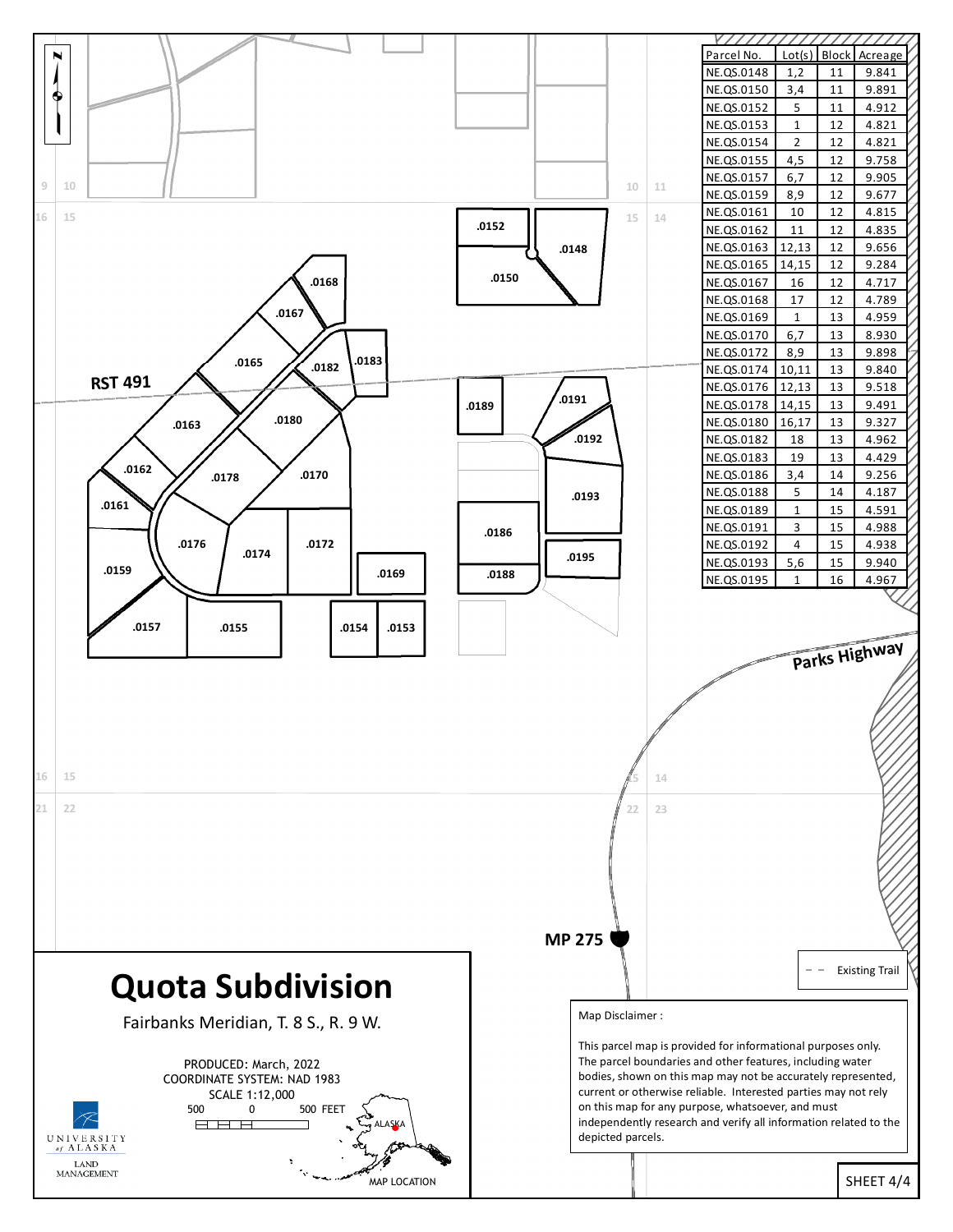| Parcel No. | Lot(s) | Block | Acreage |
|---|---|---|---|
| NE.QS.0148 | 1,2 | 11 | 9.841 |
| NE.QS.0150 | 3,4 | 11 | 9.891 |
| NE.QS.0152 | 5 | 11 | 4.912 |
| NE.QS.0153 | 1 | 12 | 4.821 |
| NE.QS.0154 | 2 | 12 | 4.821 |
| NE.QS.0155 | 4,5 | 12 | 9.758 |
| NE.QS.0157 | 6,7 | 12 | 9.905 |
| NE.QS.0159 | 8,9 | 12 | 9.677 |
| NE.QS.0161 | 10 | 12 | 4.815 |
| NE.QS.0162 | 11 | 12 | 4.835 |
| NE.QS.0163 | 12,13 | 12 | 9.656 |
| NE.QS.0165 | 14,15 | 12 | 9.284 |
| NE.QS.0167 | 16 | 12 | 4.717 |
| NE.QS.0168 | 17 | 12 | 4.789 |
| NE.QS.0169 | 1 | 13 | 4.959 |
| NE.QS.0170 | 6,7 | 13 | 8.930 |
| NE.QS.0172 | 8,9 | 13 | 9.898 |
| NE.QS.0174 | 10,11 | 13 | 9.840 |
| NE.QS.0176 | 12,13 | 13 | 9.518 |
| NE.QS.0178 | 14,15 | 13 | 9.491 |
| NE.QS.0180 | 16,17 | 13 | 9.327 |
| NE.QS.0182 | 18 | 13 | 4.962 |
| NE.QS.0183 | 19 | 13 | 4.429 |
| NE.QS.0186 | 3,4 | 14 | 9.256 |
| NE.QS.0188 | 5 | 14 | 4.187 |
| NE.QS.0189 | 1 | 15 | 4.591 |
| NE.QS.0191 | 3 | 15 | 4.988 |
| NE.QS.0192 | 4 | 15 | 4.938 |
| NE.QS.0193 | 5,6 | 15 | 9.940 |
| NE.QS.0195 | 1 | 16 | 4.967 |

RST 491

.0152 .0148 .0150 .0168 .0167 .0165 .0182 .0183 .0163 .0180 .0189 .0191 .0192 .0162 .0178 .0170 .0193 .0161 .0186 .0176 .0174 .0172 .0195 .0159 .0169 .0188 .0157 .0155 .0154 .0153

Parks Highway

MP 275

Existing Trail

# Quota Subdivision

Fairbanks Meridian, T. 8 S., R. 9 W.

PRODUCED: March, 2022
COORDINATE SYSTEM: NAD 1983
SCALE 1:12,000
500 0 500 FEET

ALASKA
MAP LOCATION

UNIVERSITY of ALASKA
LAND MANAGEMENT

Map Disclaimer :

This parcel map is provided for informational purposes only. The parcel boundaries and other features, including water bodies, shown on this map may not be accurately represented, current or otherwise reliable. Interested parties may not rely on this map for any purpose, whatsoever, and must independently research and verify all information related to the depicted parcels.

SHEET 4/4